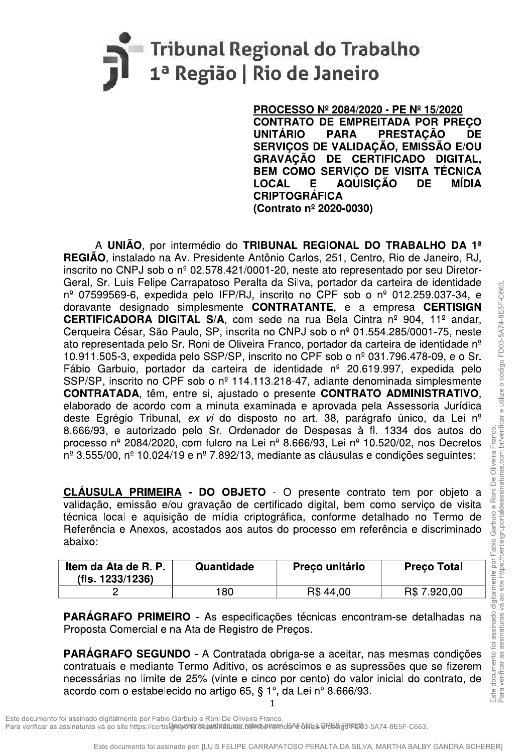**Tribunal Regional do Trabalho**
**1ª Região | Rio de Janeiro**

**PROCESSO Nº 2084/2020 - PE Nº 15/2020**
**CONTRATO DE EMPREITADA POR PREÇO UNITÁRIO PARA PRESTAÇÃO DE SERVIÇOS DE VALIDAÇÃO, EMISSÃO E/OU GRAVAÇÃO DE CERTIFICADO DIGITAL, BEM COMO SERVIÇO DE VISITA TÉCNICA LOCAL E AQUISIÇÃO DE MÍDIA CRIPTOGRÁFICA**
**(Contrato nº 2020-0030)**

A **UNIÃO**, por intermédio do **TRIBUNAL REGIONAL DO TRABALHO DA 1ª REGIÃO**, instalado na Av. Presidente Antônio Carlos, 251, Centro, Rio de Janeiro, RJ, inscrito no CNPJ sob o nº 02.578.421/0001-20, neste ato representado por seu Diretor-Geral, Sr. Luis Felipe Carrapatoso Peralta da Silva, portador da carteira de identidade nº 07599569-6, expedida pelo IFP/RJ, inscrito no CPF sob o nº 012.259.037-34, e doravante designado simplesmente **CONTRATANTE**, e a empresa **CERTISIGN CERTIFICADORA DIGITAL S/A**, com sede na rua Bela Cintra nº 904, 11º andar, Cerqueira César, São Paulo, SP, inscrita no CNPJ sob o nº 01.554.285/0001-75, neste ato representada pelo Sr. Roni de Oliveira Franco, portador da carteira de identidade nº 10.911.505-3, expedida pelo SSP/SP, inscrito no CPF sob o nº 031.796.478-09, e o Sr. Fábio Garbuio, portador da carteira de identidade nº 20.619.997, expedida pelo SSP/SP, inscrito no CPF sob o nº 114.113.218-47, adiante denominada simplesmente **CONTRATADA**, têm, entre si, ajustado o presente **CONTRATO ADMINISTRATIVO**, elaborado de acordo com a minuta examinada e aprovada pela Assessoria Jurídica deste Egrégio Tribunal, *ex vi* do disposto no art. 38, parágrafo único, da Lei nº 8.666/93, e autorizado pelo Sr. Ordenador de Despesas à fl. 1334 dos autos do processo nº 2084/2020, com fulcro na Lei nº 8.666/93, Lei nº 10.520/02, nos Decretos nº 3.555/00, nº 10.024/19 e nº 7.892/13, mediante as cláusulas e condições seguintes:

**CLÁUSULA PRIMEIRA - DO OBJETO** - O presente contrato tem por objeto a validação, emissão e/ou gravação de certificado digital, bem como serviço de visita técnica local e aquisição de mídia criptográfica, conforme detalhado no Termo de Referência e Anexos, acostados aos autos do processo em referência e discriminado abaixo:

| Item da Ata de R. P. (fls. 1233/1236) | Quantidade | Preço unitário | Preço Total |
|---|---|---|---|
| 2 | 180 | R$ 44,00 | R$ 7.920,00 |

**PARÁGRAFO PRIMEIRO** - As especificações técnicas encontram-se detalhadas na Proposta Comercial e na Ata de Registro de Preços.

**PARÁGRAFO SEGUNDO** - A Contratada obriga-se a aceitar, nas mesmas condições contratuais e mediante Termo Aditivo, os acréscimos e as supressões que se fizerem necessárias no limite de 25% (vinte e cinco por cento) do valor inicial do contrato, de acordo com o estabelecido no artigo 65, § 1º, da Lei nº 8.666/93.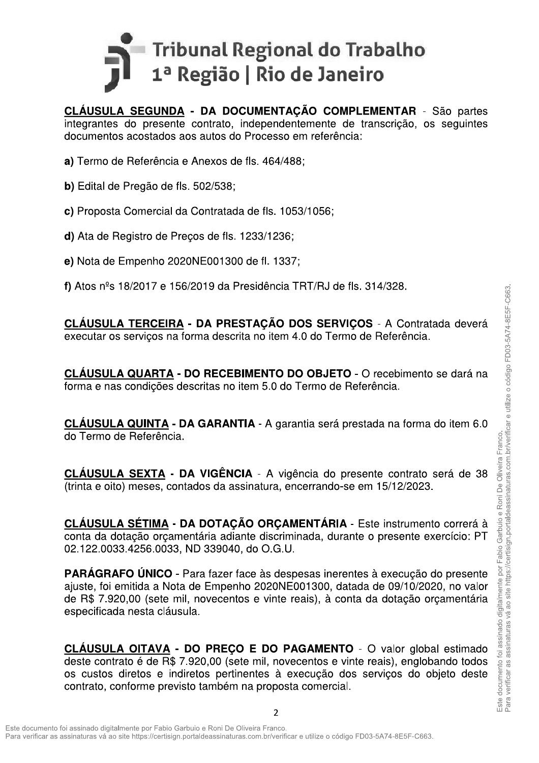**<u>CLÁUSULA SEGUNDA</u> - DA DOCUMENTAÇÃO COMPLEMENTAR** - São partes integrantes do presente contrato, independentemente de transcrição, os seguintes documentos acostados aos autos do Processo em referência:

**a)** Termo de Referência e Anexos de fls. 464/488;

**b)** Edital de Pregão de fls. 502/538;

**c)** Proposta Comercial da Contratada de fls. 1053/1056;

**d)** Ata de Registro de Preços de fls. 1233/1236;

**e)** Nota de Empenho 2020NE001300 de fl. 1337;

**f)** Atos nºs 18/2017 e 156/2019 da Presidência TRT/RJ de fls. 314/328.

**<u>CLÁUSULA TERCEIRA</u> - DA PRESTAÇÃO DOS SERVIÇOS** - A Contratada deverá executar os serviços na forma descrita no item 4.0 do Termo de Referência.

**<u>CLÁUSULA QUARTA</u> - DO RECEBIMENTO DO OBJETO** - O recebimento se dará na forma e nas condições descritas no item 5.0 do Termo de Referência.

**<u>CLÁUSULA QUINTA</u> - DA GARANTIA** - A garantia será prestada na forma do item 6.0 do Termo de Referência.

**<u>CLÁUSULA SEXTA</u> - DA VIGÊNCIA** - A vigência do presente contrato será de 38 (trinta e oito) meses, contados da assinatura, encerrando-se em 15/12/2023.

**<u>CLÁUSULA SÉTIMA</u> - DA DOTAÇÃO ORÇAMENTÁRIA** - Este instrumento correrá à conta da dotação orçamentária adiante discriminada, durante o presente exercício: PT 02.122.0033.4256.0033, ND 339040, do O.G.U.

**PARÁGRAFO ÚNICO** - Para fazer face às despesas inerentes à execução do presente ajuste, foi emitida a Nota de Empenho 2020NE001300, datada de 09/10/2020, no valor de R$ 7.920,00 (sete mil, novecentos e vinte reais), à conta da dotação orçamentária especificada nesta cláusula.

**<u>CLÁUSULA OITAVA</u> - DO PREÇO E DO PAGAMENTO** - O valor global estimado deste contrato é de R$ 7.920,00 (sete mil, novecentos e vinte reais), englobando todos os custos diretos e indiretos pertinentes à execução dos serviços do objeto deste contrato, conforme previsto também na proposta comercial.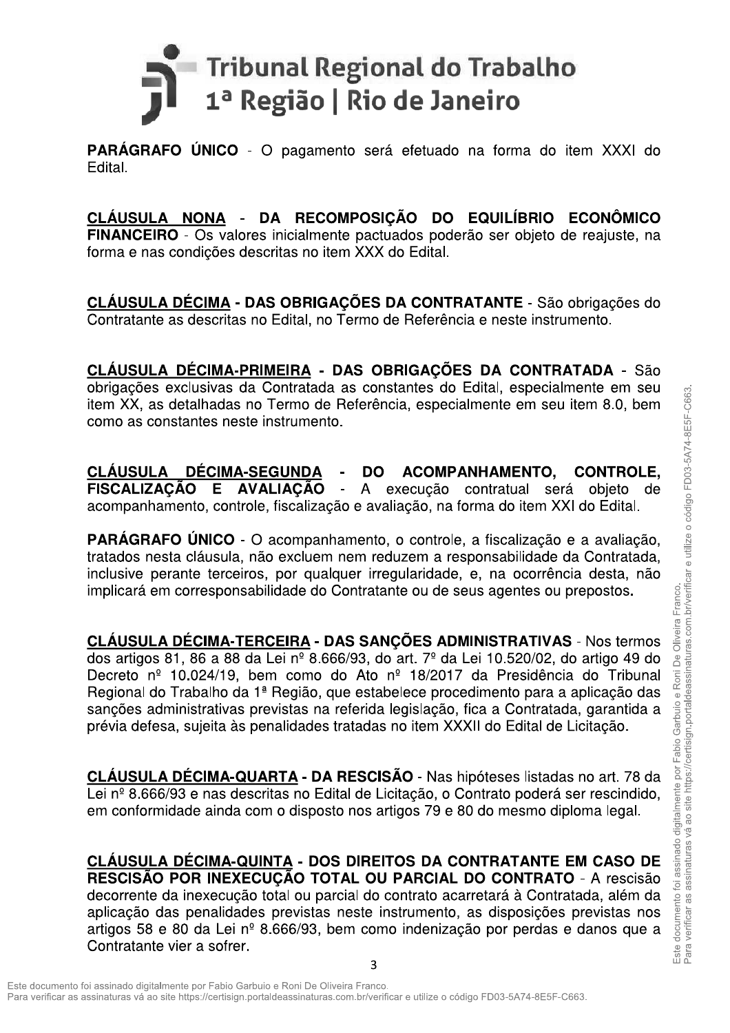**PARÁGRAFO ÚNICO** - O pagamento será efetuado na forma do item XXXI do Edital.

**CLÁUSULA NONA - DA RECOMPOSIÇÃO DO EQUILÍBRIO ECONÔMICO FINANCEIRO** - Os valores inicialmente pactuados poderão ser objeto de reajuste, na forma e nas condições descritas no item XXX do Edital.

**CLÁUSULA DÉCIMA - DAS OBRIGAÇÕES DA CONTRATANTE** - São obrigações do Contratante as descritas no Edital, no Termo de Referência e neste instrumento.

**CLÁUSULA DÉCIMA-PRIMEIRA - DAS OBRIGAÇÕES DA CONTRATADA** - São obrigações exclusivas da Contratada as constantes do Edital, especialmente em seu item XX, as detalhadas no Termo de Referência, especialmente em seu item 8.0, bem como as constantes neste instrumento.

**CLÁUSULA DÉCIMA-SEGUNDA - DO ACOMPANHAMENTO, CONTROLE, FISCALIZAÇÃO E AVALIAÇÃO** - A execução contratual será objeto de acompanhamento, controle, fiscalização e avaliação, na forma do item XXI do Edital.

**PARÁGRAFO ÚNICO** - O acompanhamento, o controle, a fiscalização e a avaliação, tratados nesta cláusula, não excluem nem reduzem a responsabilidade da Contratada, inclusive perante terceiros, por qualquer irregularidade, e, na ocorrência desta, não implicará em corresponsabilidade do Contratante ou de seus agentes ou prepostos.

**CLÁUSULA DÉCIMA-TERCEIRA - DAS SANÇÕES ADMINISTRATIVAS** - Nos termos dos artigos 81, 86 a 88 da Lei nº 8.666/93, do art. 7º da Lei 10.520/02, do artigo 49 do Decreto nº 10.024/19, bem como do Ato nº 18/2017 da Presidência do Tribunal Regional do Trabalho da 1ª Região, que estabelece procedimento para a aplicação das sanções administrativas previstas na referida legislação, fica a Contratada, garantida a prévia defesa, sujeita às penalidades tratadas no item XXXII do Edital de Licitação.

**CLÁUSULA DÉCIMA-QUARTA - DA RESCISÃO** - Nas hipóteses listadas no art. 78 da Lei nº 8.666/93 e nas descritas no Edital de Licitação, o Contrato poderá ser rescindido, em conformidade ainda com o disposto nos artigos 79 e 80 do mesmo diploma legal.

**CLÁUSULA DÉCIMA-QUINTA - DOS DIREITOS DA CONTRATANTE EM CASO DE RESCISÃO POR INEXECUÇÃO TOTAL OU PARCIAL DO CONTRATO** - A rescisão decorrente da inexecução total ou parcial do contrato acarretará à Contratada, além da aplicação das penalidades previstas neste instrumento, as disposições previstas nos artigos 58 e 80 da Lei nº 8.666/93, bem como indenização por perdas e danos que a Contratante vier a sofrer.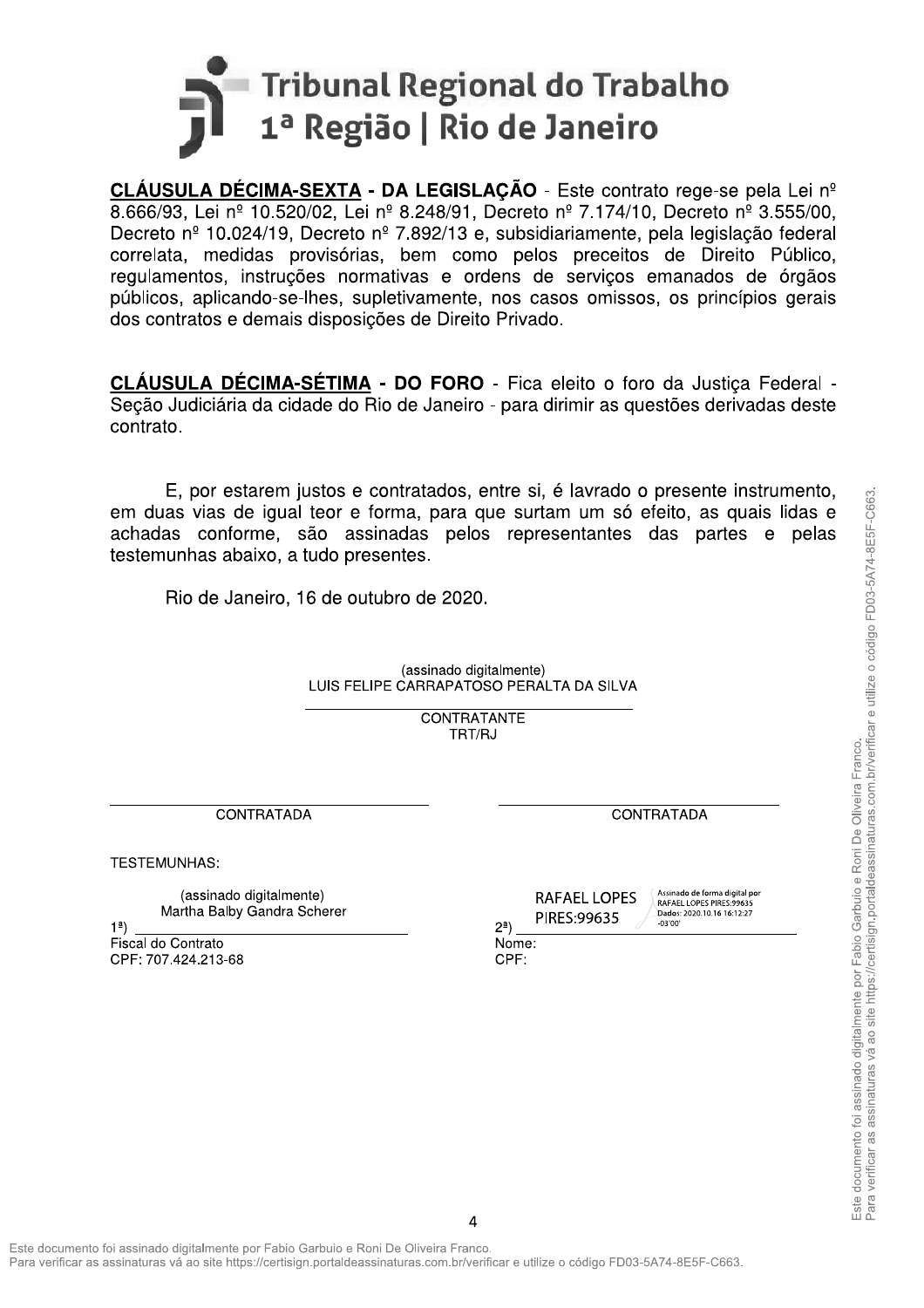**CLÁUSULA DÉCIMA-SEXTA - DA LEGISLAÇÃO** - Este contrato rege-se pela Lei nº 8.666/93, Lei nº 10.520/02, Lei nº 8.248/91, Decreto nº 7.174/10, Decreto nº 3.555/00, Decreto nº 10.024/19, Decreto nº 7.892/13 e, subsidiariamente, pela legislação federal correlata, medidas provisórias, bem como pelos preceitos de Direito Público, regulamentos, instruções normativas e ordens de serviços emanados de órgãos públicos, aplicando-se-lhes, supletivamente, nos casos omissos, os princípios gerais dos contratos e demais disposições de Direito Privado.

**CLÁUSULA DÉCIMA-SÉTIMA - DO FORO** - Fica eleito o foro da Justiça Federal - Seção Judiciária da cidade do Rio de Janeiro - para dirimir as questões derivadas deste contrato.

E, por estarem justos e contratados, entre si, é lavrado o presente instrumento, em duas vias de igual teor e forma, para que surtam um só efeito, as quais lidas e achadas conforme, são assinadas pelos representantes das partes e pelas testemunhas abaixo, a tudo presentes.

Rio de Janeiro, 16 de outubro de 2020.

(assinado digitalmente)
LUIS FELIPE CARRAPATOSO PERALTA DA SILVA

CONTRATANTE
TRT/RJ

CONTRATADA

CONTRATADA

TESTEMUNHAS:

1ª) (assinado digitalmente)
Martha Balby Gandra Scherer
Fiscal do Contrato
CPF: 707.424.213-68

2ª) RAFAEL LOPES PIRES:99635 — Assinado de forma digital por RAFAEL LOPES PIRES:99635 Dados: 2020.10.16 16:12:27 -03'00'
Nome:
CPF:

Este documento foi assinado digitalmente por Fabio Garbuio e Roni De Oliveira Franco.
Para verificar as assinaturas vá ao site https://certisign.portaldeassinaturas.com.br/verificar e utilize o código FD03-5A74-8E5F-C663.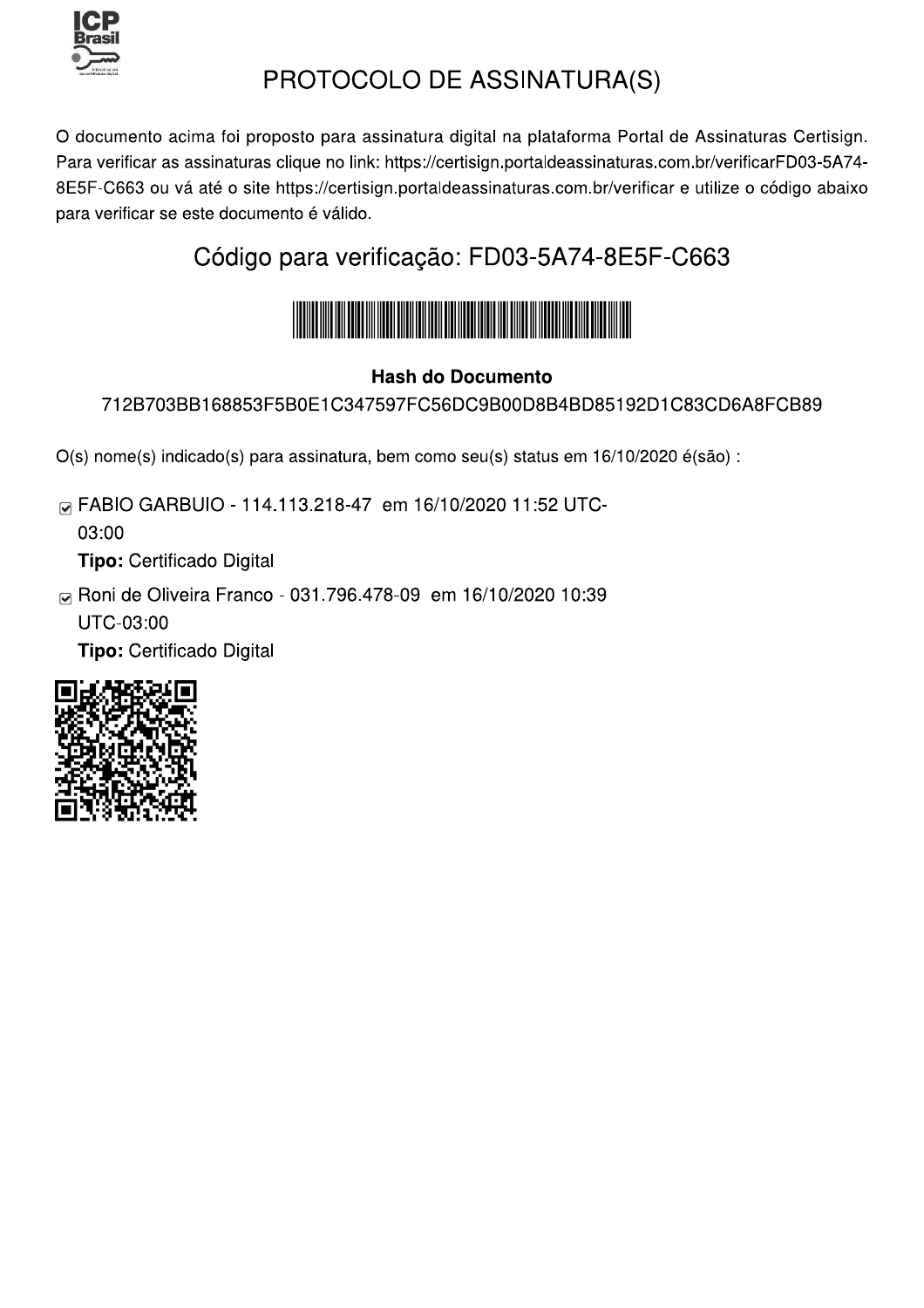# PROTOCOLO DE ASSINATURA(S)

O documento acima foi proposto para assinatura digital na plataforma Portal de Assinaturas Certisign. Para verificar as assinaturas clique no link: https://certisign.portaldeassinaturas.com.br/verificarFD03-5A74-8E5F-C663 ou vá até o site https://certisign.portaldeassinaturas.com.br/verificar e utilize o código abaixo para verificar se este documento é válido.

## Código para verificação: FD03-5A74-8E5F-C663

**Hash do Documento**

712B703BB168853F5B0E1C347597FC56DC9B00D8B4BD85192D1C83CD6A8FCB89

O(s) nome(s) indicado(s) para assinatura, bem como seu(s) status em 16/10/2020 é(são) :

- ☑ FABIO GARBUIO - 114.113.218-47 em 16/10/2020 11:52 UTC-03:00
  **Tipo:** Certificado Digital
- ☑ Roni de Oliveira Franco - 031.796.478-09 em 16/10/2020 10:39 UTC-03:00
  **Tipo:** Certificado Digital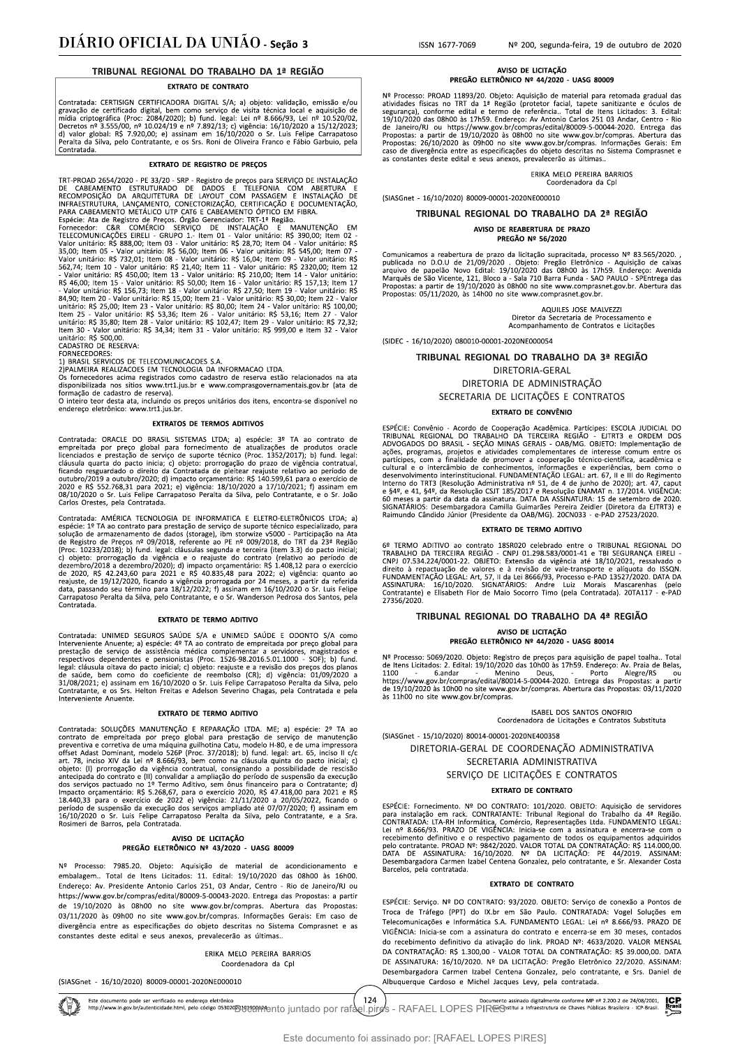## TRIBUNAL REGIONAL DO TRABALHO DA 1ª REGIÃO

### EXTRATO DE CONTRATO

Contratada: CERTISIGN CERTIFICADORA DIGITAL S/A; a) objeto: validação, emissão e/ou gravação de certificado digital, bem como serviço de visita técnica local e aquisição de mídia criptográfica (Proc: 2084/2020); b) fund. legal: Lei nº 8.666/93, Lei nº 10.520/02, Decretos nº 3.555/00, nº 10.024/19 e nº 7.892/13; c) vigência: 16/10/2020 a 15/12/2023; d) valor global: R$ 7.920,00; e) assinam em 16/10/2020 o Sr. Luís Felipe Carrapatoso Peralta da Silva, pelo Contratante, e os Srs. Roni de Oliveira Franco e Fábio Garbuio, pela Contratada.

### EXTRATO DE REGISTRO DE PREÇOS

TRT-PROAD 2654/2020 - PE 33/20 - SRP - Registro de preços para SERVIÇO DE INSTALAÇÃO DE CABEAMENTO ESTRUTURADO DE DADOS E TELEFONIA COM ABERTURA E RECOMPOSIÇÃO DA ARQUITETURA DE LAYOUT COM PASSAGEM E INSTALAÇÃO DE INFRAESTRUTURA, LANÇAMENTO, CONECTORIZAÇÃO, CERTIFICAÇÃO E DOCUMENTAÇÃO, PARA CABEAMENTO METÁLICO UTP CAT6 E CABEAMENTO ÓPTICO EM FIBRA.
Espécie: Ata de Registro de Preços. Órgão Gerenciador: TRT-1ª Região.
Fornecedor: C&R COMÉRCIO SERVIÇO DE INSTALAÇÃO E MANUTENÇÃO EM TELECOMUNICAÇÕES EIRELI - GRUPO 1.- Item 01 - Valor unitário: R$ 390,00; Item 02 - Valor unitário: R$ 888,00; Item 03 - Valor unitário: R$ 28,70; Item 04 - Valor unitário: R$ 35,00; Item 05 - Valor unitário: R$ 56,00; Item 06 - Valor unitário: R$ 545,00; Item 07 - Valor unitário: R$ 732,01; Item 08 - Valor unitário: R$ 16,04; Item 09 - Valor unitário: R$ 562,74; Item 10 - Valor unitário: R$ 21,40; Item 11 - Valor unitário: R$ 2320,00; Item 12 - Valor unitário: R$ 450,00; Item 13 - Valor unitário: R$ 210,00; Item 14 - Valor unitário: R$ 46,00; Item 15 - Valor unitário: R$ 50,00; Item 16 - Valor unitário: R$ 157,13; Item 17 - Valor unitário: R$ 156,73; Item 18 - Valor unitário: R$ 27,50; Item 19 - Valor unitário: R$ 84,90; Item 20 - Valor unitário: R$ 15,00; Item 21 - Valor unitário: R$ 30,00; Item 22 - Valor unitário: R$ 25,00; Item 23 - Valor unitário: R$ 80,00; Item 24 - Valor unitário: R$ 100,00; Item 25 - Valor unitário: R$ 53,36; Item 26 - Valor unitário: R$ 53,16; Item 27 - Valor unitário: R$ 35,80; Item 28 - Valor unitário: R$ 102,47; Item 29 - Valor unitário: R$ 72,32; Item 30 - Valor unitário: R$ 34,34; Item 31 - Valor unitário: R$ 999,00 e Item 32 - Valor unitário: R$ 500,00.
CADASTRO DE RESERVA:
FORNECEDORES:
1) BRASIL SERVICOS DE TELECOMUNICACOES S.A.
2)PALMEIRA REALIZACOES EM TECNOLOGIA DA INFORMACAO LTDA.
Os fornecedores acima registrados como cadastro de reserva estão relacionados na ata disponibilizada nos sítios www.trt1.jus.br e www.comprasgovernamentais.gov.br (ata de formação de cadastro de reserva).
O inteiro teor desta ata, incluindo os preços unitários dos itens, encontra-se disponível no endereço eletrônico: www.trt1.jus.br.

### EXTRATOS DE TERMOS ADITIVOS

Contratada: ORACLE DO BRASIL SISTEMAS LTDA; a) espécie: 3º TA ao contrato de empreitada por preço global para fornecimento de atualizações de produtos oracle licenciados e prestação de serviço de suporte técnico (Proc. 1352/2017); b) fund. legal: cláusula quarta do pacto inicial; c) objeto: prorrogação do prazo de vigência contratual, ficando resguardado o direito da Contratada de pleitear reajuste relativo ao período de outubro/2019 a outubro/2020; d) impacto orçamentário: R$ 140.599,61 para o exercício de 2020 e R$ 552.768,31 para 2021; e) vigência: 18/10/2020 a 17/10/2021; f) assinam em 08/10/2020 o Sr. Luís Felipe Carrapatoso Peralta da Silva, pelo Contratante, e o Sr. João Carlos Orestes, pela Contratada.

Contratada: AMÉRICA TECNOLOGIA DE INFORMATICA E ELETRO-ELETRÔNICOS LTDA; a) espécie: 1º TA ao contrato para prestação de serviço de suporte técnico especializado, para solução de armazenamento de dados (storage), ibm storwize v5000 - Participação na Ata de Registro de Preços nº 09/2018, referente ao PE nº 009/2018, do TRT da 23ª Região (Proc. 10233/2018); b) fund. legal: cláusulas segunda e terceira (item 3.3) do pacto inicial; c) objeto: prorrogação da vigência e o reajuste do contrato (relativo ao período de dezembro/2018 a dezembro/2020); d) impacto orçamentário: R$ 1.408,12 para o exercício de 2020, R$ 42.243,60 para 2021 e R$ 40.835,48 para 2022; e) vigência: quanto ao reajuste, de 19/12/2020, ficando a vigência prorrogada por 24 meses, a partir da referida data, passando seu término para 18/12/2022; f) assinam em 16/10/2020 o Sr. Luís Felipe Carrapatoso Peralta da Silva, pelo Contratante, e o Sr. Wanderson Pedrosa dos Santos, pela Contratada.

### EXTRATO DE TERMO ADITIVO

Contratada: UNIMED SEGUROS SAÚDE S/A e UNIMED SAÚDE E ODONTO S/A como Interveniente Anuente; a) espécie: 4º TA ao contrato de empreitada por preço global para prestação de serviço de assistência médica complementar a servidores, magistrados e respectivos dependentes e pensionistas (Proc. 1526-98.2016.5.01.1000 - SOF); b) fund. legal: cláusula oitava do pacto inicial; (c) objeto: reajuste e a revisão dos preços dos planos de saúde, bem como do coeficiente de reembolso (CR); d) vigência: 01/09/2020 a 31/08/2021; e) assinam em 16/10/2020 o Sr. Luís Felipe Carrapatoso Peralta da Silva, pelo Contratante, e os Srs. Helton Freitas e Adelson Severino Chagas, pela Contratada e pela Interveniente Anuente.

### EXTRATO DE TERMO ADITIVO

Contratada: SOLUÇÕES MANUTENÇÃO E REPARAÇÃO LTDA. ME; a) espécie: 2º TA ao contrato de empreitada por preço global para prestação de serviço de manutenção preventiva e corretiva de uma máquina guilhotina Catu, modelo H-80, e de uma impressora offset Adast Dominant, modelo 526P (Proc. 37/2018); b) fund. legal: art. 65, inciso II c/c art. 78, inciso XIV da Lei nº 8.666/93, bem como na cláusula quinta do pacto inicial; c) objeto: (I) prorrogação da vigência contratual, consignando a possibilidade de rescisão antecipada do contrato e (II) convalidar a ampliação do período de suspensão da execução dos serviços pactuado no 1º Termo Aditivo, sem ônus financeiro para o Contratante; d) Impacto orçamentário: R$ 5.268,67, para o exercício 2020, R$ 47.418,00 para 2021 e R$ 18.440,33 para o exercício de 2022 e) vigência: 21/11/2020 a 20/05/2022, ficando o período de suspensão da execução dos serviços ampliado até 07/07/2020; f) assinam em 16/10/2020 o Sr. Luís Felipe Carrapatoso Peralta da Silva, pelo Contratante, e a Sra. Rosimeri de Barros, pela Contratada.

### AVISO DE LICITAÇÃO
### PREGÃO ELETRÔNICO Nº 43/2020 - UASG 80009

Nº Processo: 7985.20. Objeto: Aquisição de material de acondicionamento e embalagem.. Total de Itens Licitados: 11. Edital: 19/10/2020 das 08h00 às 16h00. Endereço: Av. Presidente Antonio Carlos 251, 03 Andar, Centro - Rio de Janeiro/RJ ou https://www.gov.br/compras/edital/80009-5-00043-2020. Entrega das Propostas: a partir de 19/10/2020 às 08h00 no site www.gov.br/compras. Abertura das Propostas: 03/11/2020 às 09h00 no site www.gov.br/compras. Informações Gerais: Em caso de divergência entre as especificações do objeto descritas no Sistema Comprasnet e as constantes deste edital e seus anexos, prevalecerão as últimas..

ERIKA MELO PEREIRA BARROS
Coordenadora da Cpl

(SIASGnet - 16/10/2020) 80009-00001-2020NE000010

### AVISO DE LICITAÇÃO
### PREGÃO ELETRÔNICO Nº 44/2020 - UASG 80009

Nº Processo: PROAD 11893/20. Objeto: Aquisição de material para retomada gradual das atividades físicas no TRT da 1ª Região (protetor facial, tapete sanitizante e óculos de segurança), conforme edital e termo de referência.. Total de Itens Licitados: 3. Edital: 19/10/2020 das 08h00 às 17h59. Endereço: Av Antonio Carlos 251 03 Andar, Centro - Rio de Janeiro/RJ ou https://www.gov.br/compras/edital/80009-5-00044-2020. Entrega das Propostas: a partir de 19/10/2020 às 08h00 no site www.gov.br/compras. Abertura das Propostas: 26/10/2020 às 09h00 no site www.gov.br/compras. Informações Gerais: Em caso de divergência entre as especificações do objeto descritas no Sistema Comprasnet e as constantes deste edital e seus anexos, prevalecerão as últimas..

ERIKA MELO PEREIRA BARROS
Coordenadora da Cpl

(SIASGnet - 16/10/2020) 80009-00001-2020NE000010

## TRIBUNAL REGIONAL DO TRABALHO DA 2ª REGIÃO

### AVISO DE REABERTURA DE PRAZO
### PREGÃO Nº 56/2020

Comunicamos a reabertura de prazo da licitação supracitada, processo Nº 83.565/2020. , publicada no D.O.U de 21/09/2020 . Objeto: Pregão Eletrônico - Aquisição de caixas arquivo de papelão Novo Edital: 19/10/2020 das 08h00 às 17h59. Endereço: Avenida Marquês de São Vicente, 121, Bloco a - Sala 710 Barra Funda - SAO PAULO - SPEntrega das Propostas: a partir de 19/10/2020 às 08h00 no site www.comprasnet.gov.br. Abertura das Propostas: 05/11/2020, às 14h00 no site www.comprasnet.gov.br.

AQUILES JOSE MALVEZZI
Diretor da Secretaria de Processamento e Acompanhamento de Contratos e Licitações

(SIDEC - 16/10/2020) 080010-00001-2020NE000054

## TRIBUNAL REGIONAL DO TRABALHO DA 3ª REGIÃO

DIRETORIA-GERAL

DIRETORIA DE ADMINISTRAÇÃO

SECRETARIA DE LICITAÇÕES E CONTRATOS

### EXTRATO DE CONVÊNIO

ESPÉCIE: Convênio - Acordo de Cooperação Acadêmica. Partícipes: ESCOLA JUDICIAL DO TRIBUNAL REGIONAL DO TRABALHO DA TERCEIRA REGIÃO - EJTRT3 e ORDEM DOS ADVOGADOS DO BRASIL - SEÇÃO MINAS GERAIS - OAB/MG. OBJETO: Implementação de ações, programas, projetos e atividades complementares de interesse comum entre os partícipes, com a finalidade de promover a cooperação técnico-científica, acadêmica e cultural e o intercâmbio de conhecimentos, informações e experiências, bem como o desenvolvimento interinstitucional. FUNDAMENTAÇÃO LEGAL: art. 67, II e III do Regimento Interno do TRT3 (Resolução Administrativa nº 51, de 4 de junho de 2020); art. 47, caput e §4º, e 41, §4º, da Resolução CSJT 185/2017 e Resolução ENAMAT n. 17/2014. VIGÊNCIA: 60 meses a partir da data da assinatura. DATA DA ASSINATURA: 15 de setembro de 2020. SIGNATÁRIOS: Desembargadora Camilla Guimarães Pereira Zeidler (Diretora da EJTRT3) e Raimundo Cândido Júnior (Presidente da OAB/MG). 20CN033 - e-PAD 27523/2020.

### EXTRATO DE TERMO ADITIVO

6º TERMO ADITIVO ao contrato 18SR020 celebrado entre o TRIBUNAL REGIONAL DO TRABALHO DA TERCEIRA REGIÃO - CNPJ 01.298.583/0001-41 e TBI SEGURANÇA EIRELI - CNPJ 07.534.224/0001-22. OBJETO: Extensão da vigência até 18/10/2021, ressalvado o direito à repactuação de valores e à revisão de vale-transporte e alíquota do ISSQN. FUNDAMENTAÇÃO LEGAL: Art, 57, II da Lei 8666/93, Processo e-PAD 13527/2020. DATA DA ASSINATURA: 16/10/2020. SIGNATÁRIOS: Andre Luiz Morais Mascarenhas (pelo Contratante) e Elisabeth Flor de Maio Socorro Timo (pela Contratada). 20TA117 - e-PAD 27356/2020.

## TRIBUNAL REGIONAL DO TRABALHO DA 4ª REGIÃO

### AVISO DE LICITAÇÃO
### PREGÃO ELETRÔNICO Nº 44/2020 - UASG 80014

Nº Processo: 5069/2020. Objeto: Registro de preços para aquisição de papel toalha.. Total de Itens Licitados: 2. Edital: 19/10/2020 das 10h00 às 17h59. Endereço: Av. Praia de Belas, 1100 - 6.andar - Menino Deus, - Porto Alegre/RS ou https://www.gov.br/compras/edital/80014-5-00044-2020. Entrega das Propostas: a partir de 19/10/2020 às 10h00 no site www.gov.br/compras. Abertura das Propostas: 03/11/2020 às 11h00 no site www.gov.br/compras.

ISABEL DOS SANTOS ONOFRIO
Coordenadora de Licitações e Contratos Substituta

(SIASGnet - 15/10/2020) 80014-00001-2020NE400358

DIRETORIA-GERAL DE COORDENAÇÃO ADMINISTRATIVA

SECRETARIA ADMINISTRATIVA

SERVIÇO DE LICITAÇÕES E CONTRATOS

### EXTRATO DE CONTRATO

ESPÉCIE: Fornecimento. Nº DO CONTRATO: 101/2020. OBJETO: Aquisição de servidores para instalação em rack. CONTRATANTE: Tribunal Regional do Trabalho da 4ª Região. CONTRATADA: LTA-RH Informática, Comércio, Representações Ltda. FUNDAMENTO LEGAL: Lei nº 8.666/93. PRAZO DE VIGÊNCIA: Inicia-se com a assinatura e encerra-se com o recebimento definitivo e o respectivo pagamento de todos os equipamentos adquiridos pelo contratante. PROAD Nº: 9842/2020. VALOR TOTAL DA CONTRATAÇÃO: R$ 114.000,00. DATA DE ASSINATURA: 16/10/2020. Nº DA LICITAÇÃO: PE 44/2019. ASSINAM: Desembargadora Carmen Izabel Centena Gonzalez, pelo contratante, e Sr. Alexander Costa Barcelos, pela contratada.

### EXTRATO DE CONTRATO

ESPÉCIE: Serviço. Nº DO CONTRATO: 93/2020. OBJETO: Serviço de conexão a Pontos de Troca de Tráfego (PPT) do IX.br em São Paulo. CONTRATADA: Vogel Soluções em Telecomunicações e Informática S.A. FUNDAMENTO LEGAL: Lei nº 8.666/93. PRAZO DE VIGÊNCIA: Inicia-se com a assinatura do contrato e encerra-se em 30 meses, contados do recebimento definitivo da ativação do link. PROAD Nº: 4633/2020. VALOR MENSAL DA CONTRATAÇÃO: R$ 1.300,00 - VALOR TOTAL DA CONTRATAÇÃO: R$ 39.000,00. DATA DE ASSINATURA: 16/10/2020. Nº DA LICITAÇÃO: Pregão Eletrônico 22/2020. ASSINAM: Desembargadora Carmen Izabel Centena Gonzalez, pelo contratante, e Srs. Daniel de Albuquerque Cardoso e Michel Jacques Levy, pela contratada.